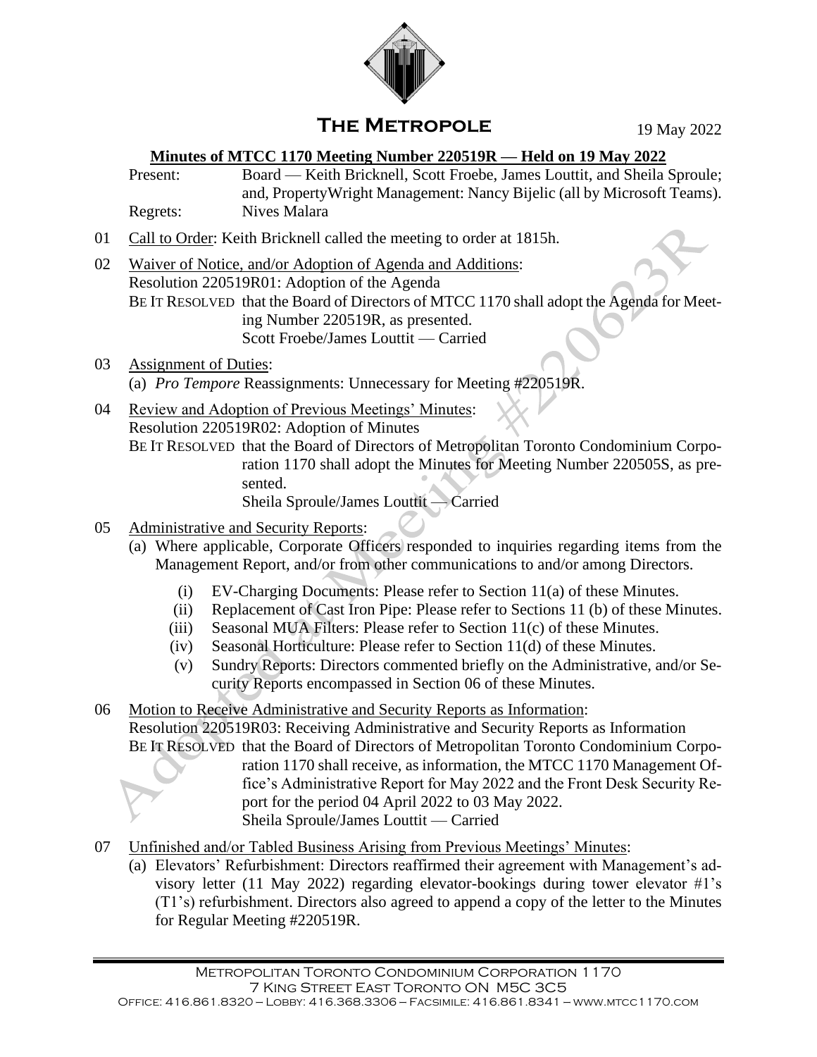# The Metropole

19 May 2022

**Minutes of MTCC 1170 Meeting Number 220519R — Held on 19 May 2022**

Present: Board — Keith Bricknell, Scott Froebe, James Louttit, and Sheila Sproule; and, PropertyWright Management: Nancy Bijelic (all by Microsoft Teams).

Regrets: Nives Malara

01 Call to Order: Keith Bricknell called the meeting to order at 1815h.

02 Waiver of Notice, and/or Adoption of Agenda and Additions:
Resolution 220519R01: Adoption of the Agenda
BE IT RESOLVED that the Board of Directors of MTCC 1170 shall adopt the Agenda for Meeting Number 220519R, as presented.
Scott Froebe/James Louttit — Carried

03 Assignment of Duties:
(a) *Pro Tempore* Reassignments: Unnecessary for Meeting #220519R.

04 Review and Adoption of Previous Meetings' Minutes:
Resolution 220519R02: Adoption of Minutes
BE IT RESOLVED that the Board of Directors of Metropolitan Toronto Condominium Corporation 1170 shall adopt the Minutes for Meeting Number 220505S, as presented.
Sheila Sproule/James Louttit — Carried

05 Administrative and Security Reports:
(a) Where applicable, Corporate Officers responded to inquiries regarding items from the Management Report, and/or from other communications to and/or among Directors.
   (i) EV-Charging Documents: Please refer to Section 11(a) of these Minutes.
   (ii) Replacement of Cast Iron Pipe: Please refer to Sections 11 (b) of these Minutes.
   (iii) Seasonal MUA Filters: Please refer to Section 11(c) of these Minutes.
   (iv) Seasonal Horticulture: Please refer to Section 11(d) of these Minutes.
   (v) Sundry Reports: Directors commented briefly on the Administrative, and/or Security Reports encompassed in Section 06 of these Minutes.

06 Motion to Receive Administrative and Security Reports as Information:
Resolution 220519R03: Receiving Administrative and Security Reports as Information
BE IT RESOLVED that the Board of Directors of Metropolitan Toronto Condominium Corporation 1170 shall receive, as information, the MTCC 1170 Management Office's Administrative Report for May 2022 and the Front Desk Security Report for the period 04 April 2022 to 03 May 2022.
Sheila Sproule/James Louttit — Carried

07 Unfinished and/or Tabled Business Arising from Previous Meetings' Minutes:
(a) Elevators' Refurbishment: Directors reaffirmed their agreement with Management's advisory letter (11 May 2022) regarding elevator-bookings during tower elevator #1's (T1's) refurbishment. Directors also agreed to append a copy of the letter to the Minutes for Regular Meeting #220519R.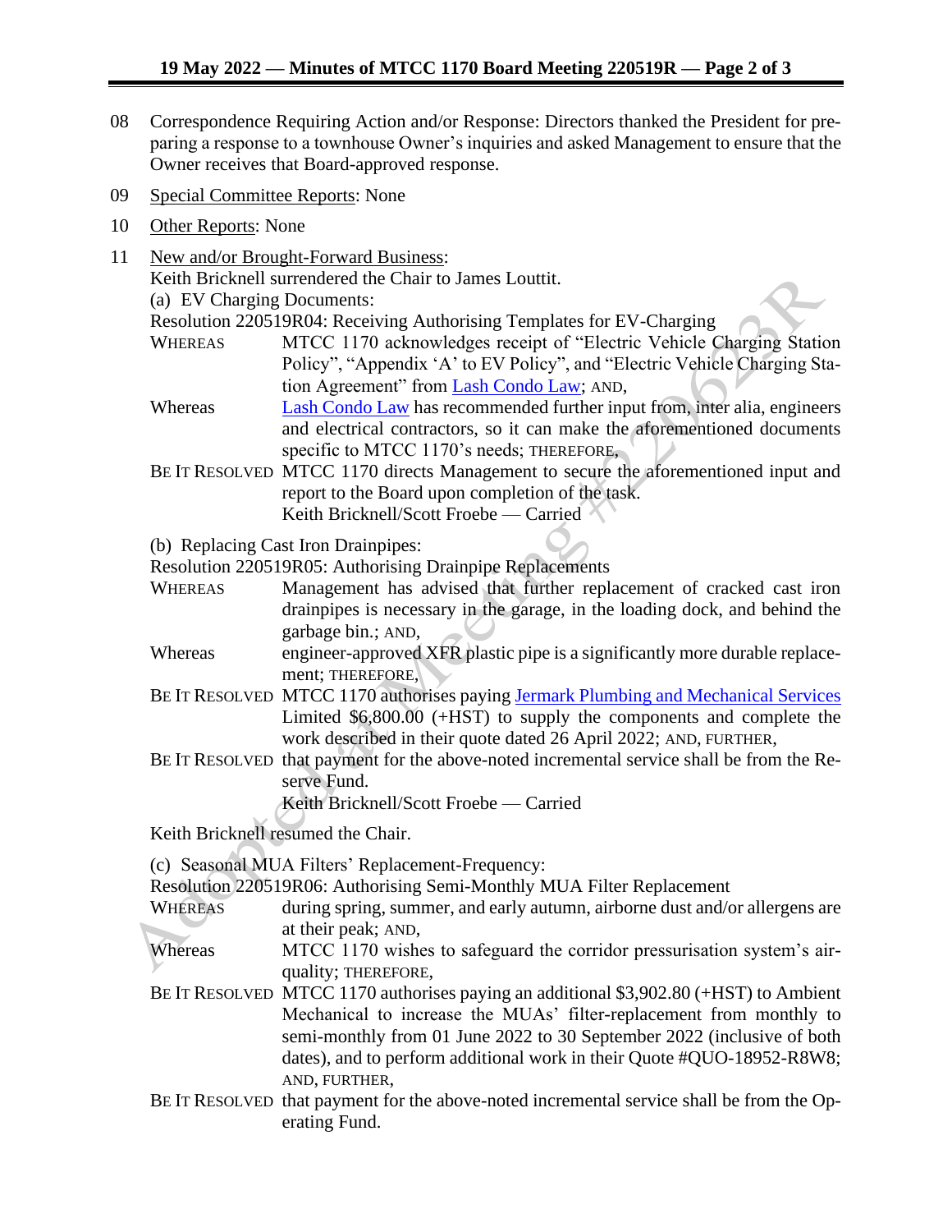08 Correspondence Requiring Action and/or Response: Directors thanked the President for preparing a response to a townhouse Owner's inquiries and asked Management to ensure that the Owner receives that Board-approved response.

09 Special Committee Reports: None

10 Other Reports: None

11 New and/or Brought-Forward Business:

Keith Bricknell surrendered the Chair to James Louttit.

(a) EV Charging Documents:

Resolution 220519R04: Receiving Authorising Templates for EV-Charging

WHEREAS MTCC 1170 acknowledges receipt of "Electric Vehicle Charging Station Policy", "Appendix 'A' to EV Policy", and "Electric Vehicle Charging Station Agreement" from Lash Condo Law; AND,

Whereas Lash Condo Law has recommended further input from, inter alia, engineers and electrical contractors, so it can make the aforementioned documents specific to MTCC 1170's needs; THEREFORE,

BE IT RESOLVED MTCC 1170 directs Management to secure the aforementioned input and report to the Board upon completion of the task.

Keith Bricknell/Scott Froebe — Carried

(b) Replacing Cast Iron Drainpipes:

Resolution 220519R05: Authorising Drainpipe Replacements

WHEREAS Management has advised that further replacement of cracked cast iron drainpipes is necessary in the garage, in the loading dock, and behind the garbage bin.; AND,

Whereas engineer-approved XFR plastic pipe is a significantly more durable replacement; THEREFORE,

BE IT RESOLVED MTCC 1170 authorises paying Jermark Plumbing and Mechanical Services Limited $6,800.00 (+HST) to supply the components and complete the work described in their quote dated 26 April 2022; AND, FURTHER,

BE IT RESOLVED that payment for the above-noted incremental service shall be from the Reserve Fund.

Keith Bricknell/Scott Froebe — Carried

Keith Bricknell resumed the Chair.

(c) Seasonal MUA Filters' Replacement-Frequency:

Resolution 220519R06: Authorising Semi-Monthly MUA Filter Replacement

WHEREAS during spring, summer, and early autumn, airborne dust and/or allergens are at their peak; AND,

Whereas MTCC 1170 wishes to safeguard the corridor pressurisation system's air-quality; THEREFORE,

BE IT RESOLVED MTCC 1170 authorises paying an additional $3,902.80 (+HST) to Ambient Mechanical to increase the MUAs' filter-replacement from monthly to semi-monthly from 01 June 2022 to 30 September 2022 (inclusive of both dates), and to perform additional work in their Quote #QUO-18952-R8W8; AND, FURTHER,

BE IT RESOLVED that payment for the above-noted incremental service shall be from the Operating Fund.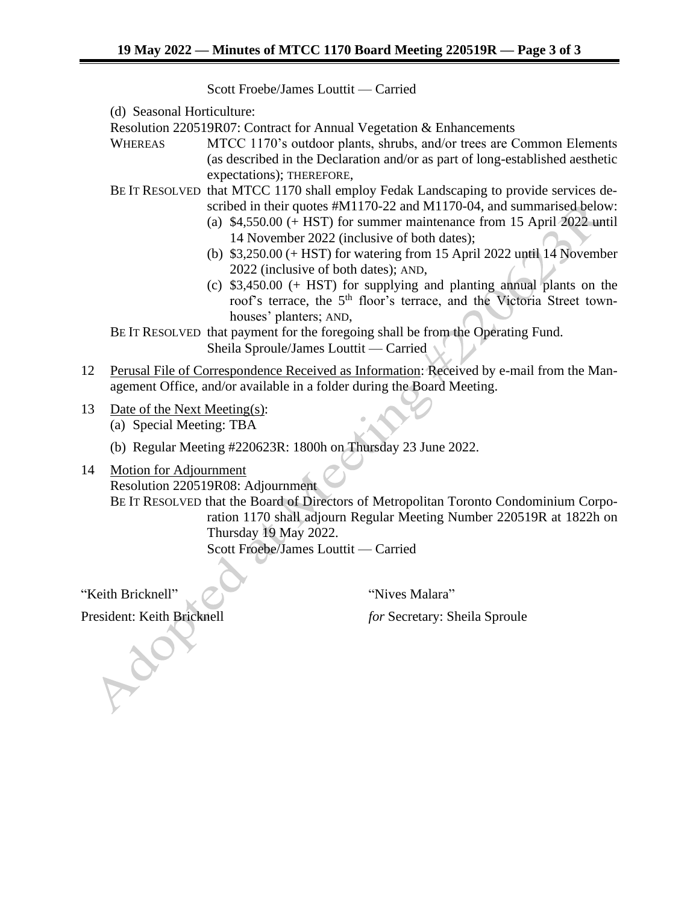Scott Froebe/James Louttit — Carried

(d) Seasonal Horticulture:

Resolution 220519R07: Contract for Annual Vegetation & Enhancements

WHEREAS MTCC 1170's outdoor plants, shrubs, and/or trees are Common Elements (as described in the Declaration and/or as part of long-established aesthetic expectations); THEREFORE,

BE IT RESOLVED that MTCC 1170 shall employ Fedak Landscaping to provide services described in their quotes #M1170-22 and M1170-04, and summarised below:

(a) $4,550.00 (+ HST) for summer maintenance from 15 April 2022 until 14 November 2022 (inclusive of both dates);

(b) $3,250.00 (+ HST) for watering from 15 April 2022 until 14 November 2022 (inclusive of both dates); AND,

(c) $3,450.00 (+ HST) for supplying and planting annual plants on the roof's terrace, the 5th floor's terrace, and the Victoria Street townhouses' planters; AND,

BE IT RESOLVED that payment for the foregoing shall be from the Operating Fund.

Sheila Sproule/James Louttit — Carried

12 Perusal File of Correspondence Received as Information: Received by e-mail from the Management Office, and/or available in a folder during the Board Meeting.

13 Date of the Next Meeting(s):

(a) Special Meeting: TBA

(b) Regular Meeting #220623R: 1800h on Thursday 23 June 2022.

14 Motion for Adjournment

Resolution 220519R08: Adjournment

BE IT RESOLVED that the Board of Directors of Metropolitan Toronto Condominium Corporation 1170 shall adjourn Regular Meeting Number 220519R at 1822h on Thursday 19 May 2022.

Scott Froebe/James Louttit — Carried

"Keith Bricknell"

President: Keith Bricknell

"Nives Malara"

*for* Secretary: Sheila Sproule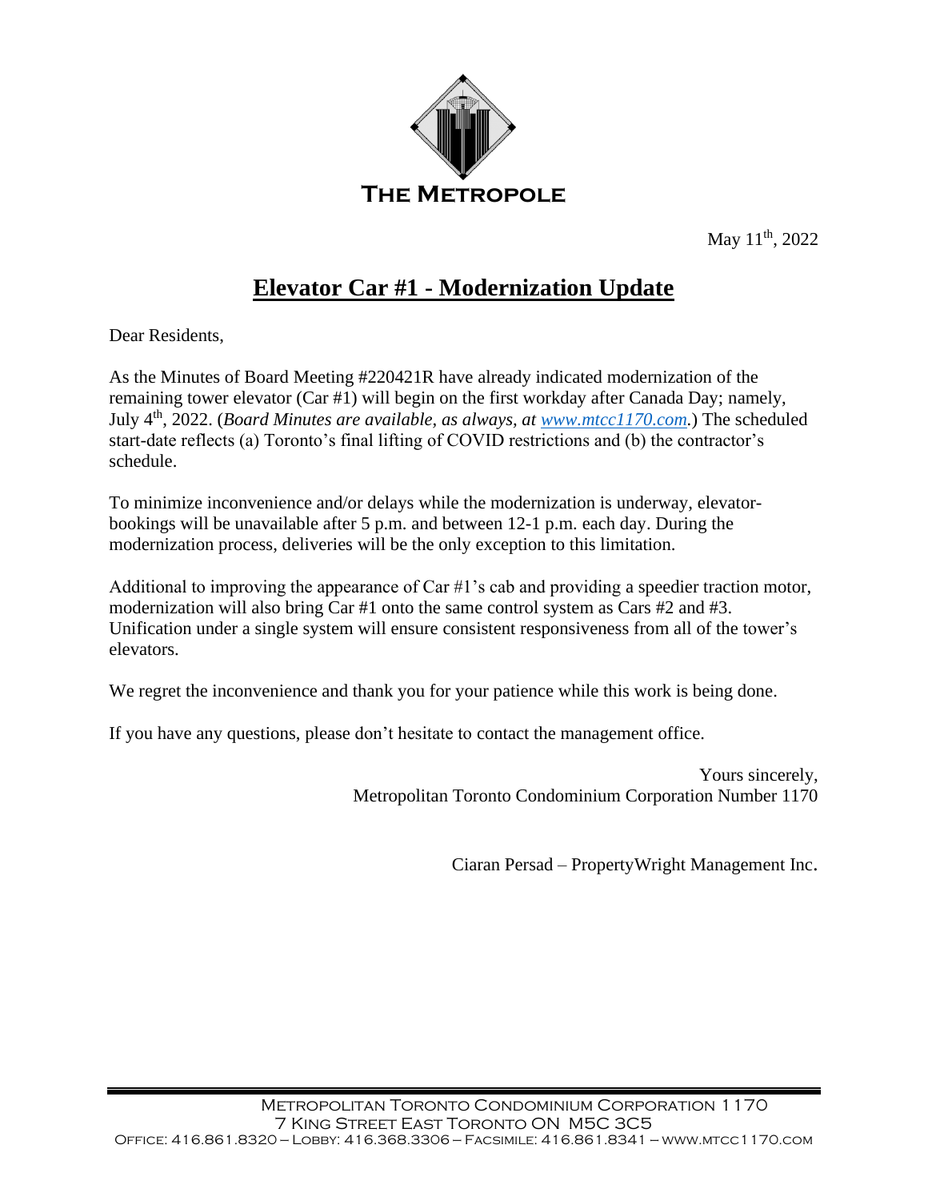**THE METROPOLE**

May 11th, 2022

# Elevator Car #1 - Modernization Update

Dear Residents,

As the Minutes of Board Meeting #220421R have already indicated modernization of the remaining tower elevator (Car #1) will begin on the first workday after Canada Day; namely, July 4th, 2022. (*Board Minutes are available, as always, at [www.mtcc1170.com](http://www.mtcc1170.com).*) The scheduled start-date reflects (a) Toronto's final lifting of COVID restrictions and (b) the contractor's schedule.

To minimize inconvenience and/or delays while the modernization is underway, elevator-bookings will be unavailable after 5 p.m. and between 12-1 p.m. each day. During the modernization process, deliveries will be the only exception to this limitation.

Additional to improving the appearance of Car #1's cab and providing a speedier traction motor, modernization will also bring Car #1 onto the same control system as Cars #2 and #3. Unification under a single system will ensure consistent responsiveness from all of the tower's elevators.

We regret the inconvenience and thank you for your patience while this work is being done.

If you have any questions, please don't hesitate to contact the management office.

Yours sincerely,
Metropolitan Toronto Condominium Corporation Number 1170

Ciaran Persad – PropertyWright Management Inc.

Metropolitan Toronto Condominium Corporation 1170
7 King Street East Toronto ON M5C 3C5
Office: 416.861.8320 – Lobby: 416.368.3306 – Facsimile: 416.861.8341 – www.mtcc1170.com